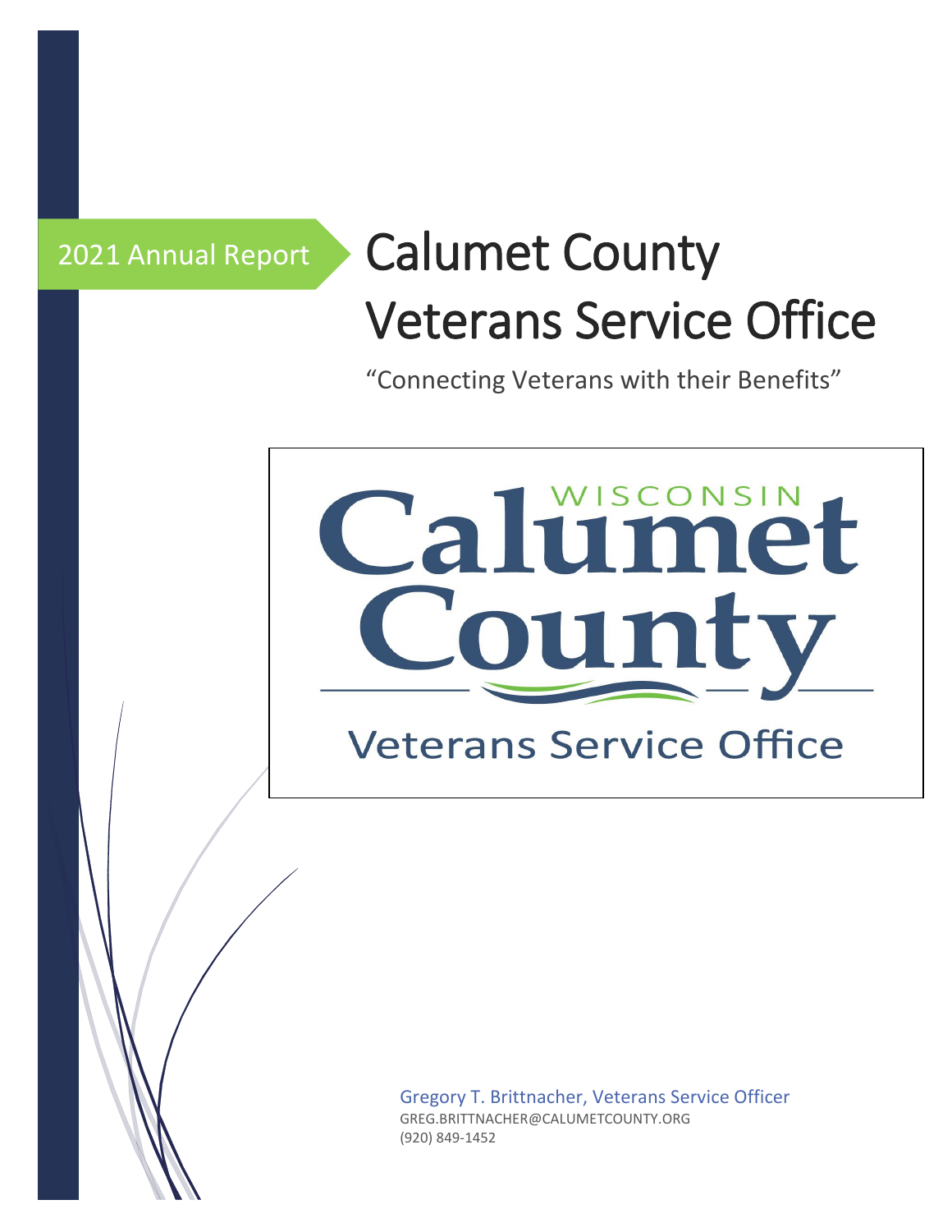2021 Annual Report

# Calumet County Veterans Service Office

"Connecting Veterans with their Benefits"

WISCONSIN
Calumet County
Veterans Service Office

Gregory T. Brittnacher, Veterans Service Officer
GREG.BRITTNACHER@CALUMETCOUNTY.ORG
(920) 849-1452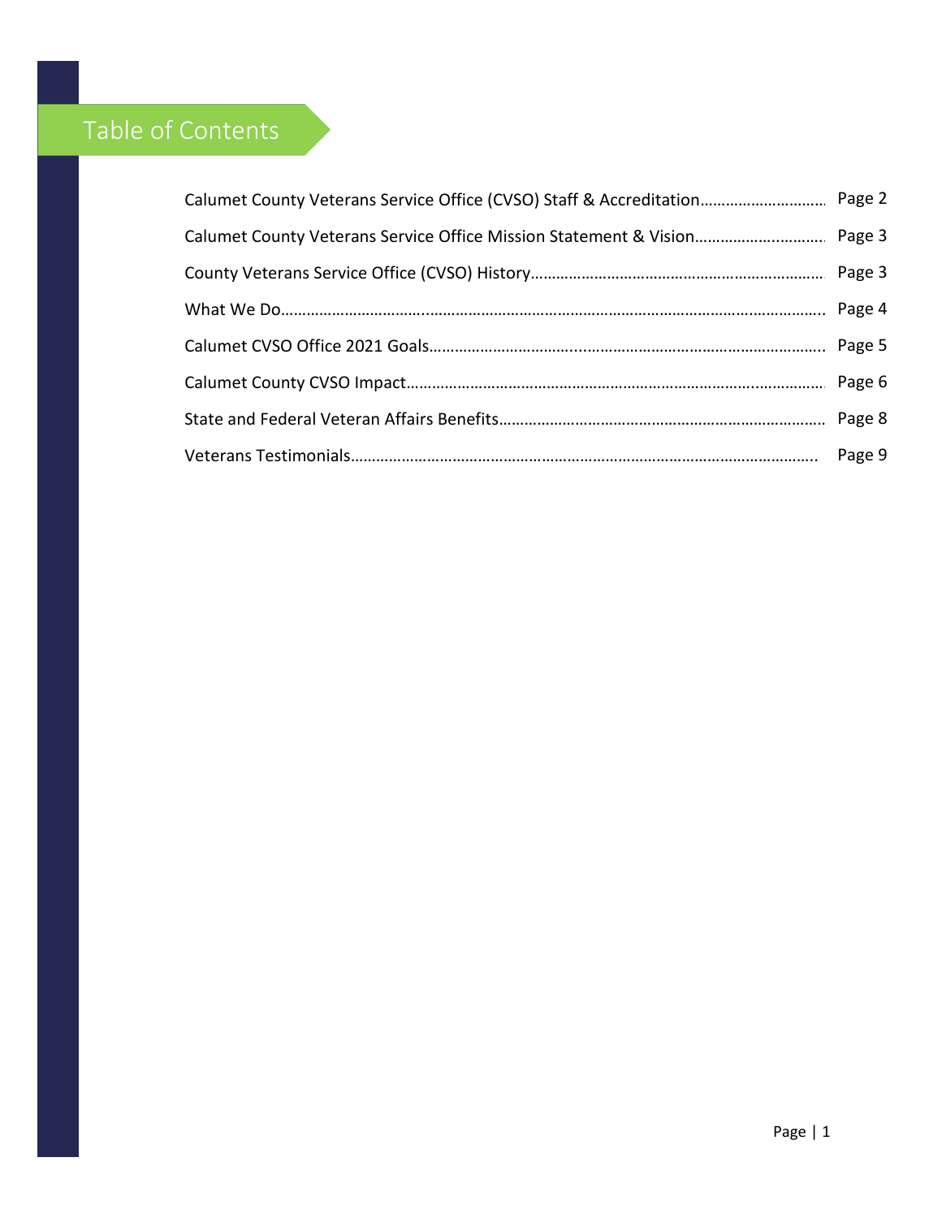# Table of Contents

| | |
|---|---|
| Calumet County Veterans Service Office (CVSO) Staff & Accreditation | Page 2 |
| Calumet County Veterans Service Office Mission Statement & Vision | Page 3 |
| County Veterans Service Office (CVSO) History | Page 3 |
| What We Do | Page 4 |
| Calumet CVSO Office 2021 Goals | Page 5 |
| Calumet County CVSO Impact | Page 6 |
| State and Federal Veteran Affairs Benefits | Page 8 |
| Veterans Testimonials | Page 9 |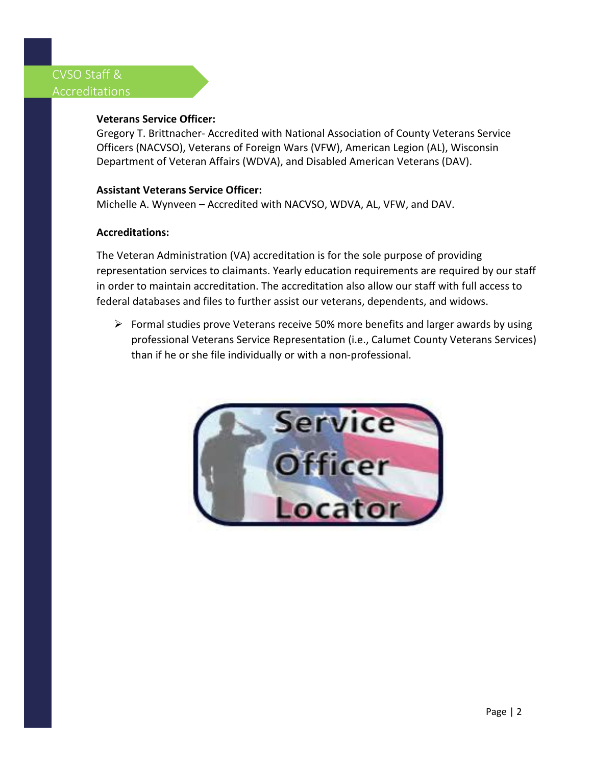# CVSO Staff & Accreditations

**Veterans Service Officer:**
Gregory T. Brittnacher- Accredited with National Association of County Veterans Service Officers (NACVSO), Veterans of Foreign Wars (VFW), American Legion (AL), Wisconsin Department of Veteran Affairs (WDVA), and Disabled American Veterans (DAV).

**Assistant Veterans Service Officer:**
Michelle A. Wynveen – Accredited with NACVSO, WDVA, AL, VFW, and DAV.

**Accreditations:**

The Veteran Administration (VA) accreditation is for the sole purpose of providing representation services to claimants. Yearly education requirements are required by our staff in order to maintain accreditation. The accreditation also allow our staff with full access to federal databases and files to further assist our veterans, dependents, and widows.

- Formal studies prove Veterans receive 50% more benefits and larger awards by using professional Veterans Service Representation (i.e., Calumet County Veterans Services) than if he or she file individually or with a non-professional.

Service Officer Locator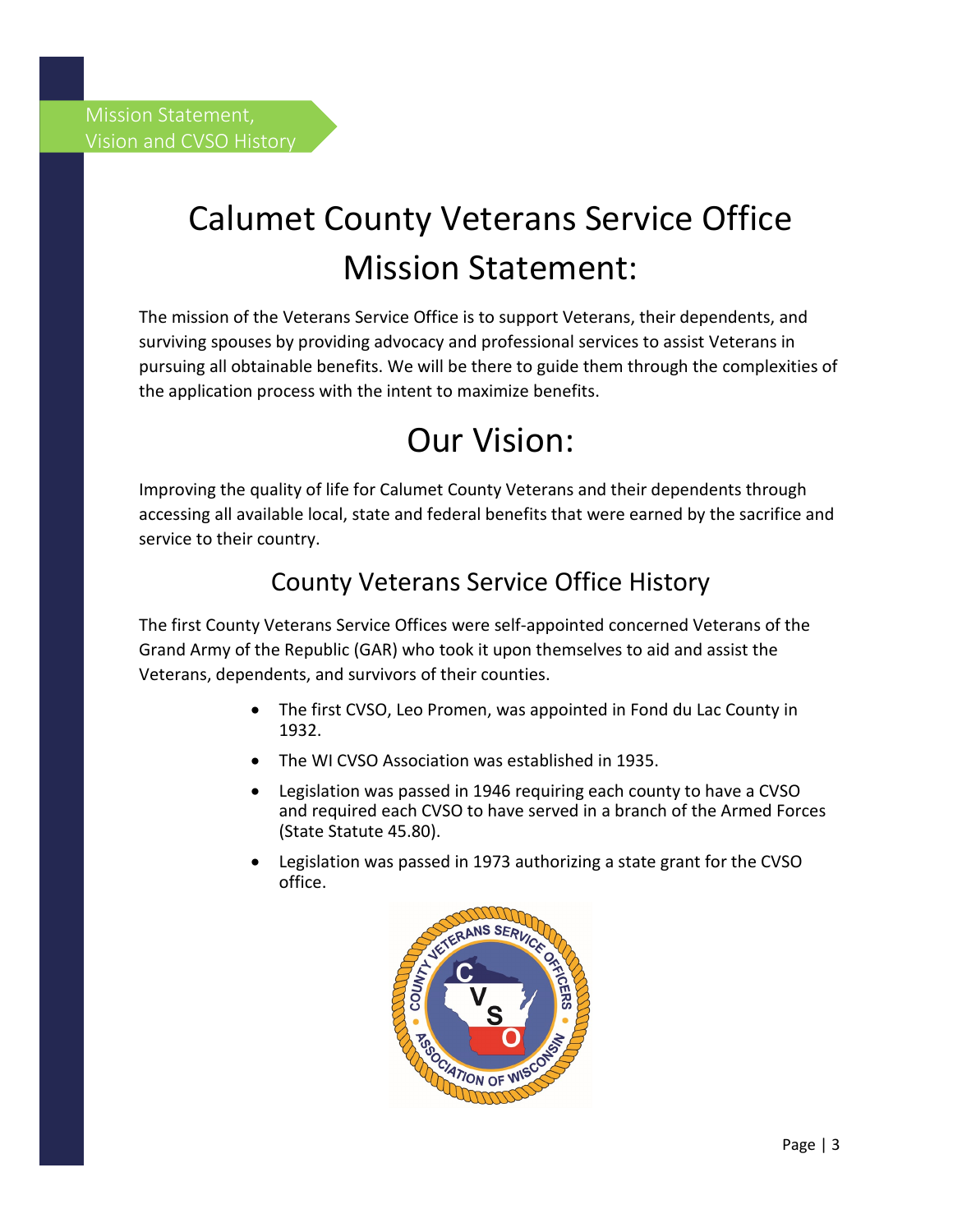Mission Statement, Vision and CVSO History

# Calumet County Veterans Service Office Mission Statement:

The mission of the Veterans Service Office is to support Veterans, their dependents, and surviving spouses by providing advocacy and professional services to assist Veterans in pursuing all obtainable benefits. We will be there to guide them through the complexities of the application process with the intent to maximize benefits.

# Our Vision:

Improving the quality of life for Calumet County Veterans and their dependents through accessing all available local, state and federal benefits that were earned by the sacrifice and service to their country.

## County Veterans Service Office History

The first County Veterans Service Offices were self-appointed concerned Veterans of the Grand Army of the Republic (GAR) who took it upon themselves to aid and assist the Veterans, dependents, and survivors of their counties.

- The first CVSO, Leo Promen, was appointed in Fond du Lac County in 1932.
- The WI CVSO Association was established in 1935.
- Legislation was passed in 1946 requiring each county to have a CVSO and required each CVSO to have served in a branch of the Armed Forces (State Statute 45.80).
- Legislation was passed in 1973 authorizing a state grant for the CVSO office.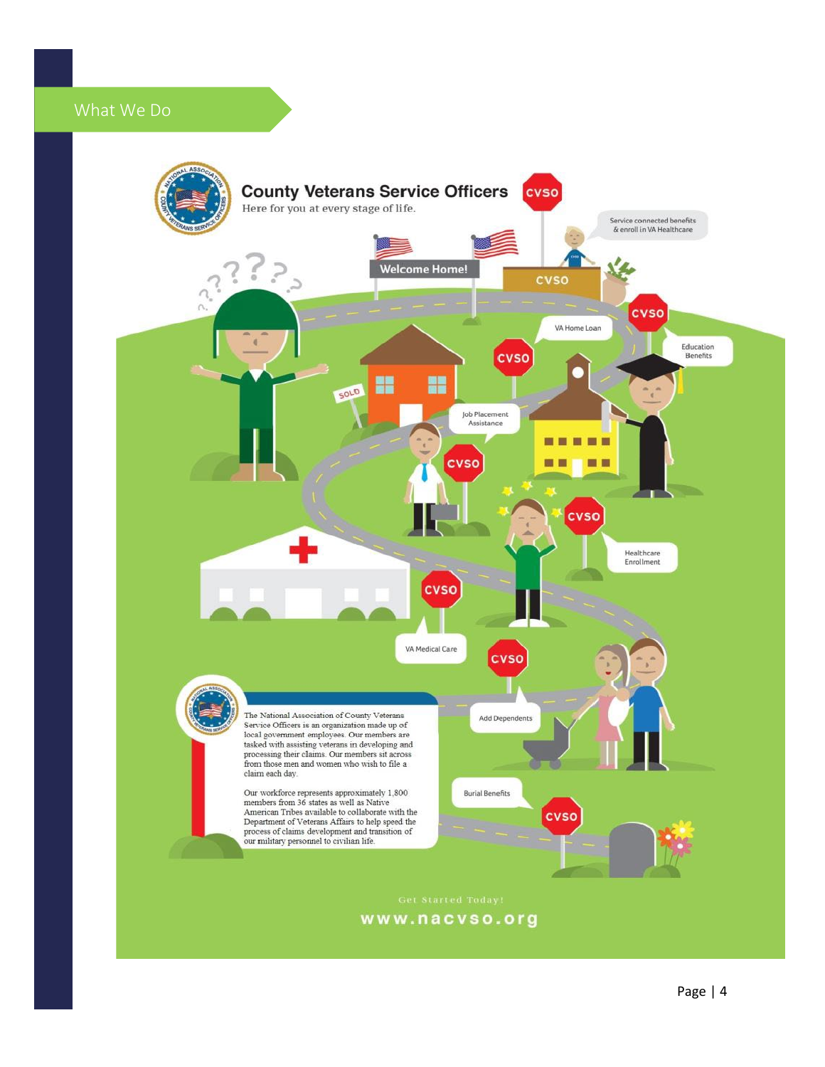## What We Do

# County Veterans Service Officers

Here for you at every stage of life.

Welcome Home!

- Service connected benefits & enroll in VA Healthcare
- VA Home Loan
- Education Benefits
- Job Placement Assistance
- Healthcare Enrollment
- VA Medical Care
- Add Dependents
- Burial Benefits

The National Association of County Veterans Service Officers is an organization made up of local government employees. Our members are tasked with assisting veterans in developing and processing their claims. Our members sit across from those men and women who wish to file a claim each day.

Our workforce represents approximately 1,800 members from 36 states as well as Native American Tribes available to collaborate with the Department of Veterans Affairs to help speed the process of claims development and transition of our military personnel to civilian life.

Get Started Today!

**www.nacvso.org**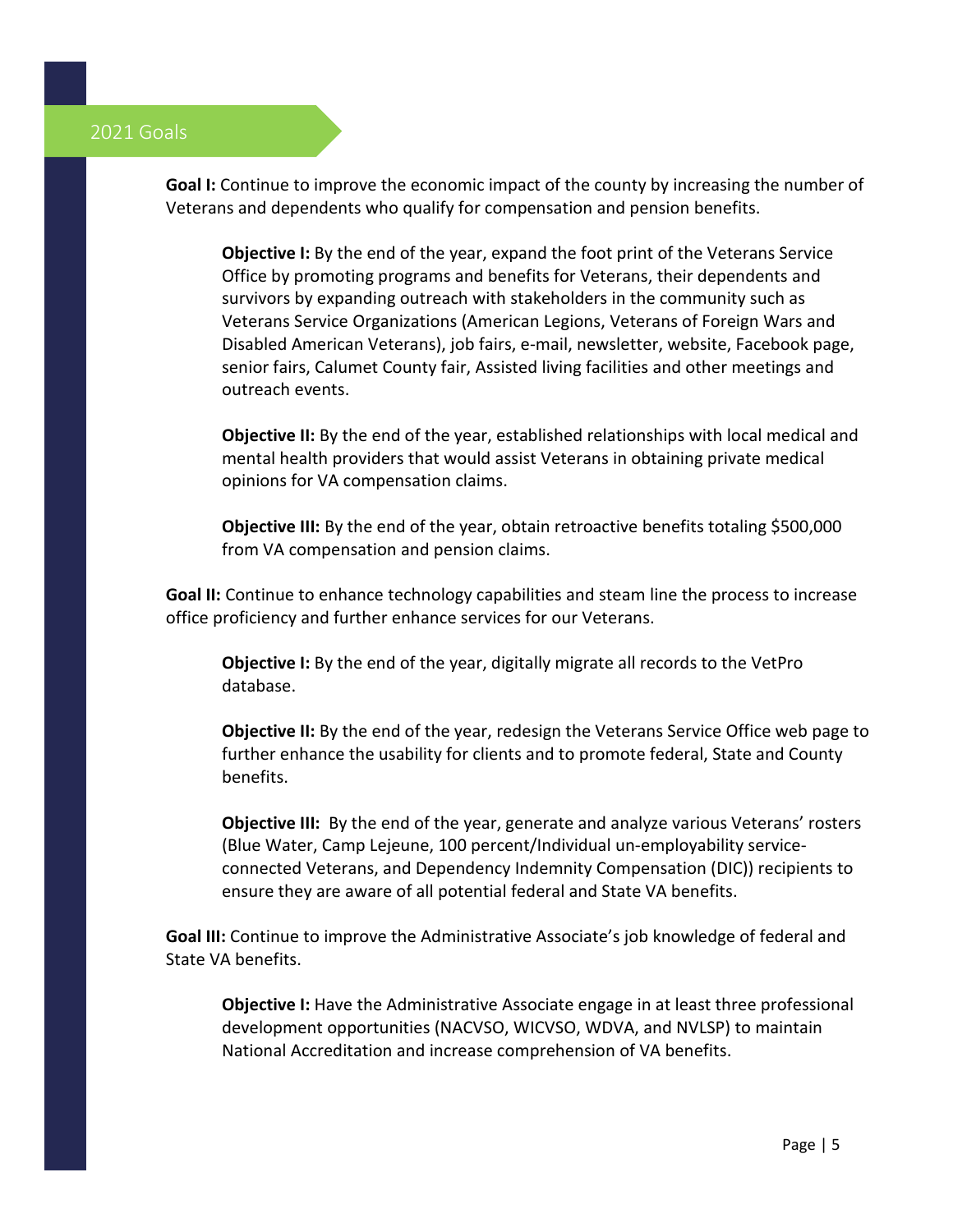## 2021 Goals

**Goal I:** Continue to improve the economic impact of the county by increasing the number of Veterans and dependents who qualify for compensation and pension benefits.

> **Objective I:** By the end of the year, expand the foot print of the Veterans Service Office by promoting programs and benefits for Veterans, their dependents and survivors by expanding outreach with stakeholders in the community such as Veterans Service Organizations (American Legions, Veterans of Foreign Wars and Disabled American Veterans), job fairs, e-mail, newsletter, website, Facebook page, senior fairs, Calumet County fair, Assisted living facilities and other meetings and outreach events.
>
> **Objective II:** By the end of the year, established relationships with local medical and mental health providers that would assist Veterans in obtaining private medical opinions for VA compensation claims.
>
> **Objective III:** By the end of the year, obtain retroactive benefits totaling $500,000 from VA compensation and pension claims.

**Goal II:** Continue to enhance technology capabilities and steam line the process to increase office proficiency and further enhance services for our Veterans.

> **Objective I:** By the end of the year, digitally migrate all records to the VetPro database.
>
> **Objective II:** By the end of the year, redesign the Veterans Service Office web page to further enhance the usability for clients and to promote federal, State and County benefits.
>
> **Objective III:** By the end of the year, generate and analyze various Veterans' rosters (Blue Water, Camp Lejeune, 100 percent/Individual un-employability service-connected Veterans, and Dependency Indemnity Compensation (DIC)) recipients to ensure they are aware of all potential federal and State VA benefits.

**Goal III:** Continue to improve the Administrative Associate's job knowledge of federal and State VA benefits.

> **Objective I:** Have the Administrative Associate engage in at least three professional development opportunities (NACVSO, WICVSO, WDVA, and NVLSP) to maintain National Accreditation and increase comprehension of VA benefits.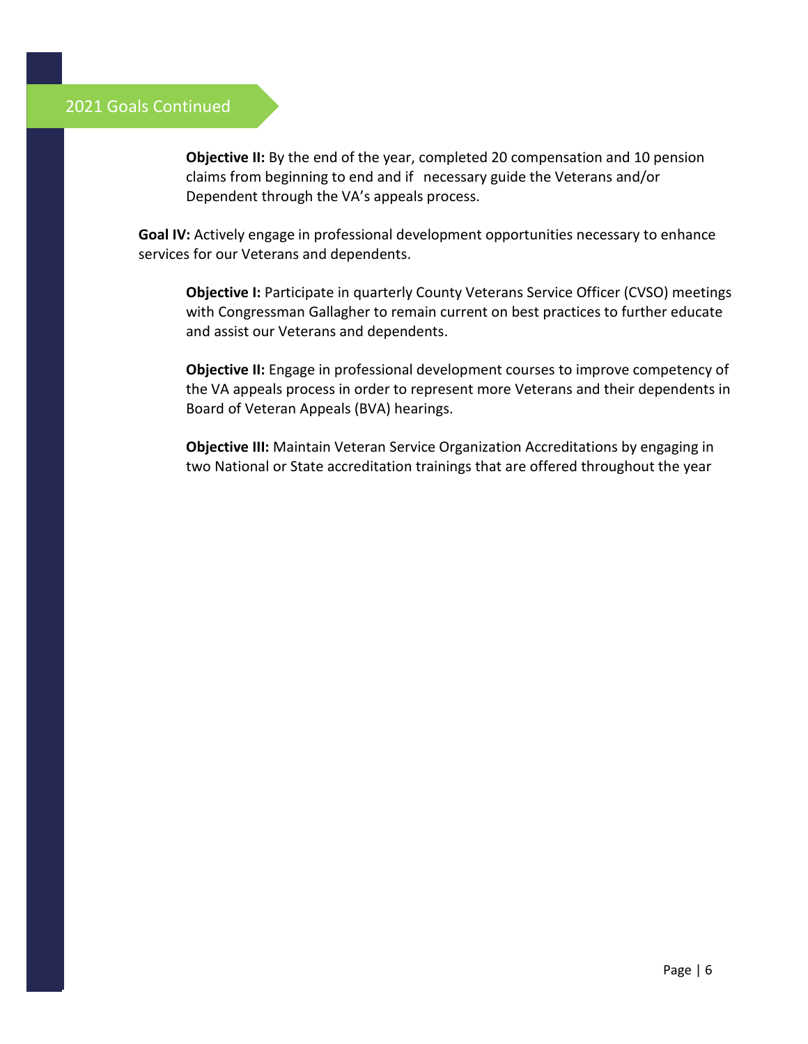## 2021 Goals Continued

**Objective II:** By the end of the year, completed 20 compensation and 10 pension claims from beginning to end and if necessary guide the Veterans and/or Dependent through the VA's appeals process.

**Goal IV:** Actively engage in professional development opportunities necessary to enhance services for our Veterans and dependents.

**Objective I:** Participate in quarterly County Veterans Service Officer (CVSO) meetings with Congressman Gallagher to remain current on best practices to further educate and assist our Veterans and dependents.

**Objective II:** Engage in professional development courses to improve competency of the VA appeals process in order to represent more Veterans and their dependents in Board of Veteran Appeals (BVA) hearings.

**Objective III:** Maintain Veteran Service Organization Accreditations by engaging in two National or State accreditation trainings that are offered throughout the year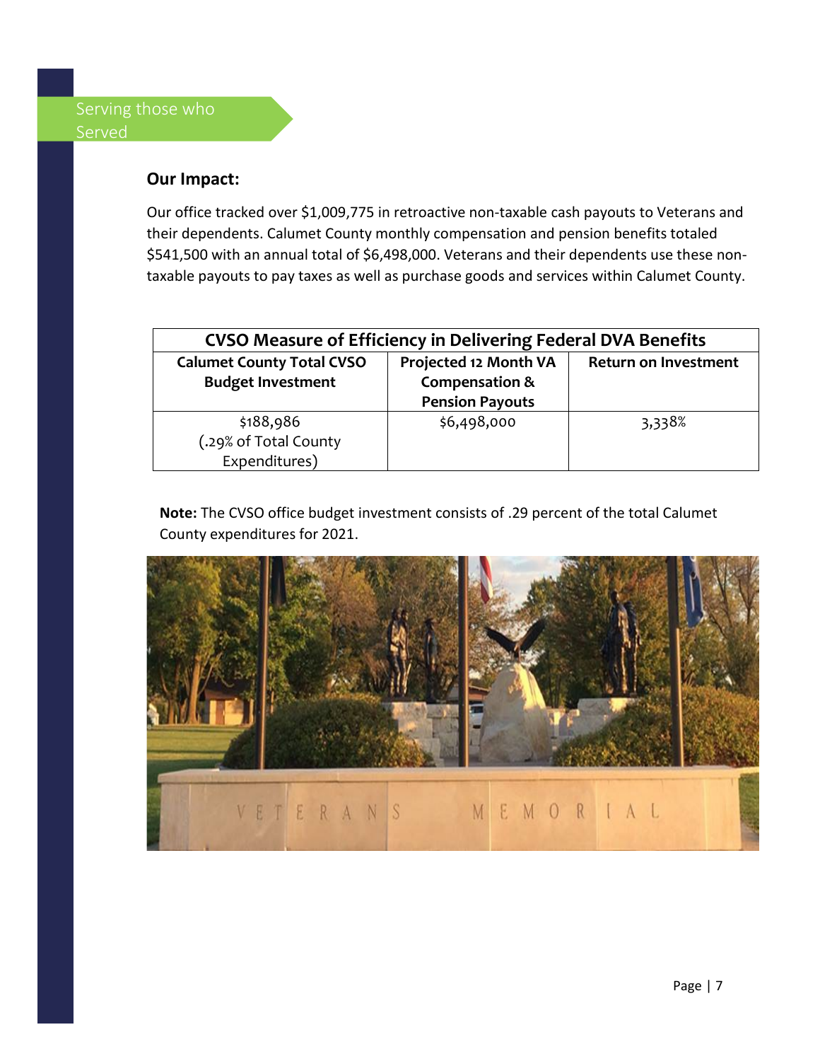Serving those who Served

## Our Impact:

Our office tracked over $1,009,775 in retroactive non-taxable cash payouts to Veterans and their dependents. Calumet County monthly compensation and pension benefits totaled $541,500 with an annual total of $6,498,000. Veterans and their dependents use these non-taxable payouts to pay taxes as well as purchase goods and services within Calumet County.

| CVSO Measure of Efficiency in Delivering Federal DVA Benefits | | |
|---|---|---|
| **Calumet County Total CVSO Budget Investment** | **Projected 12 Month VA Compensation & Pension Payouts** | **Return on Investment** |
| $188,986 (.29% of Total County Expenditures) | $6,498,000 | 3,338% |

**Note:** The CVSO office budget investment consists of .29 percent of the total Calumet County expenditures for 2021.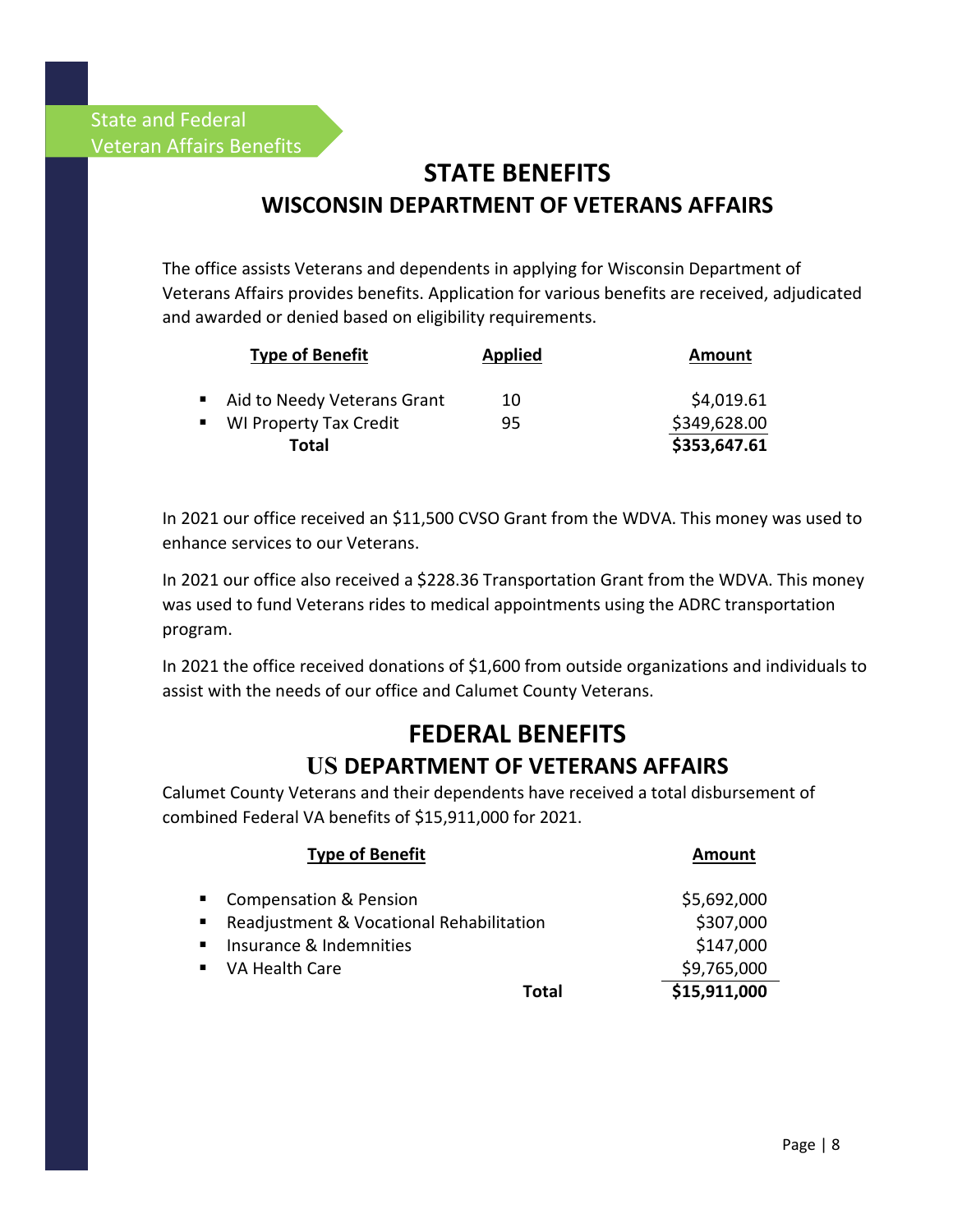State and Federal Veteran Affairs Benefits

# STATE BENEFITS

## WISCONSIN DEPARTMENT OF VETERANS AFFAIRS

The office assists Veterans and dependents in applying for Wisconsin Department of Veterans Affairs provides benefits. Application for various benefits are received, adjudicated and awarded or denied based on eligibility requirements.

| Type of Benefit | Applied | Amount |
|---|---|---|
| Aid to Needy Veterans Grant | 10 | $4,019.61 |
| WI Property Tax Credit | 95 | $349,628.00 |
| **Total** | | **$353,647.61** |

In 2021 our office received an $11,500 CVSO Grant from the WDVA. This money was used to enhance services to our Veterans.

In 2021 our office also received a $228.36 Transportation Grant from the WDVA. This money was used to fund Veterans rides to medical appointments using the ADRC transportation program.

In 2021 the office received donations of $1,600 from outside organizations and individuals to assist with the needs of our office and Calumet County Veterans.

# FEDERAL BENEFITS

## US DEPARTMENT OF VETERANS AFFAIRS

Calumet County Veterans and their dependents have received a total disbursement of combined Federal VA benefits of $15,911,000 for 2021.

| Type of Benefit | Amount |
|---|---|
| Compensation & Pension | $5,692,000 |
| Readjustment & Vocational Rehabilitation | $307,000 |
| Insurance & Indemnities | $147,000 |
| VA Health Care | $9,765,000 |
| **Total** | **$15,911,000** |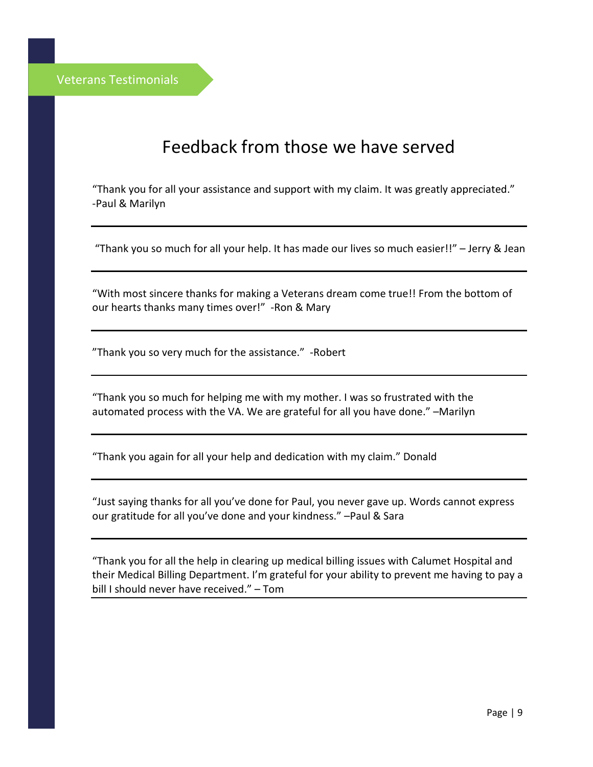Veterans Testimonials

# Feedback from those we have served

"Thank you for all your assistance and support with my claim. It was greatly appreciated." -Paul & Marilyn

---

"Thank you so much for all your help. It has made our lives so much easier!!" – Jerry & Jean

---

"With most sincere thanks for making a Veterans dream come true!! From the bottom of our hearts thanks many times over!" -Ron & Mary

---

"Thank you so very much for the assistance." -Robert

---

"Thank you so much for helping me with my mother. I was so frustrated with the automated process with the VA. We are grateful for all you have done." –Marilyn

---

"Thank you again for all your help and dedication with my claim." Donald

---

"Just saying thanks for all you've done for Paul, you never gave up. Words cannot express our gratitude for all you've done and your kindness." –Paul & Sara

---

"Thank you for all the help in clearing up medical billing issues with Calumet Hospital and their Medical Billing Department. I'm grateful for your ability to prevent me having to pay a bill I should never have received." – Tom

---